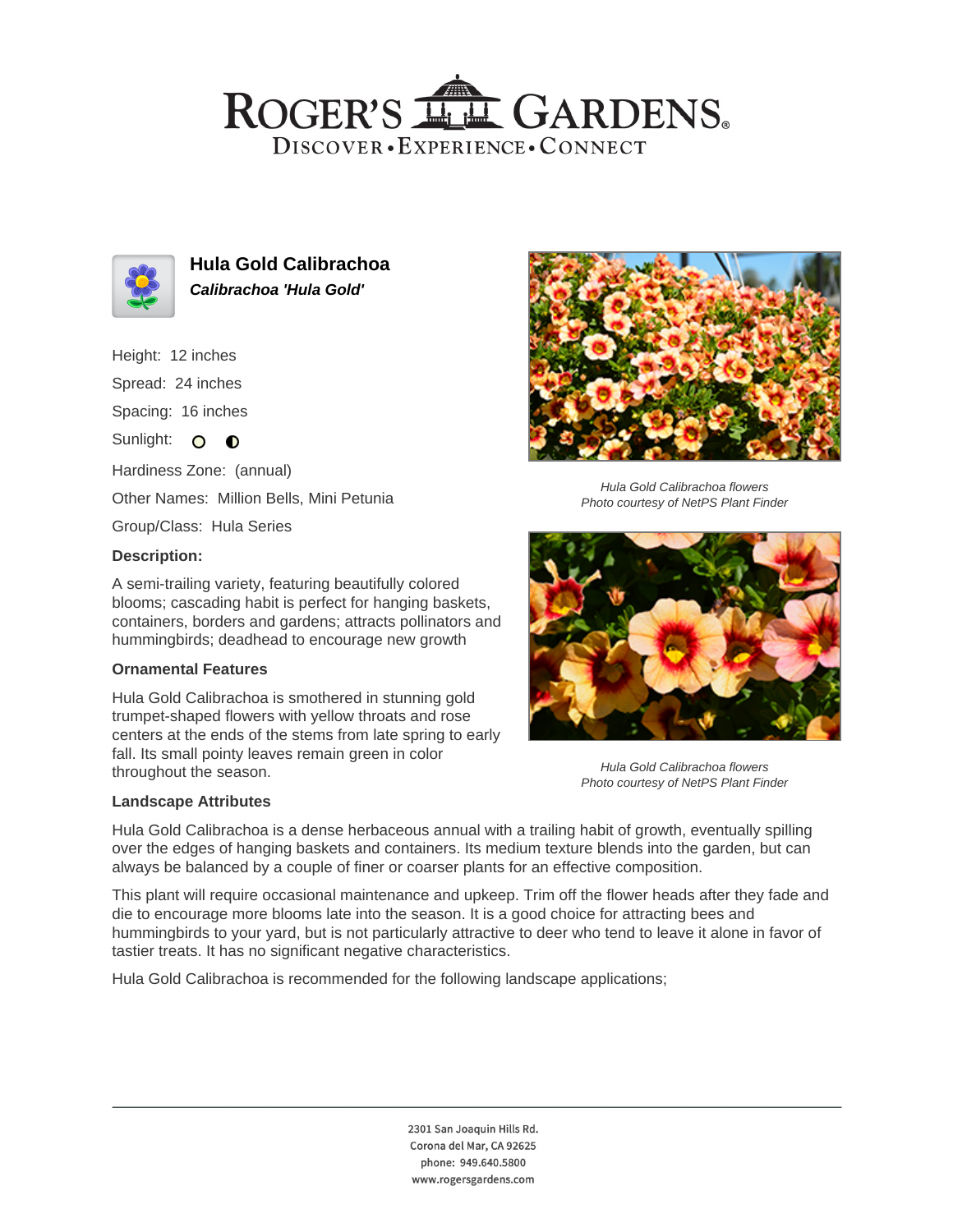# ROGER'S GARDENS

DISCOVER • EXPERIENCE • CONNECT

## Hula Gold Calibrachoa

***Calibrachoa 'Hula Gold'***

Height: 12 inches

Spread: 24 inches

Spacing: 16 inches

Sunlight:

Hardiness Zone: (annual)

Other Names: Million Bells, Mini Petunia

Group/Class: Hula Series

### Description:

A semi-trailing variety, featuring beautifully colored blooms; cascading habit is perfect for hanging baskets, containers, borders and gardens; attracts pollinators and hummingbirds; deadhead to encourage new growth

### Ornamental Features

Hula Gold Calibrachoa is smothered in stunning gold trumpet-shaped flowers with yellow throats and rose centers at the ends of the stems from late spring to early fall. Its small pointy leaves remain green in color throughout the season.

*Hula Gold Calibrachoa flowers*
*Photo courtesy of NetPS Plant Finder*

*Hula Gold Calibrachoa flowers*
*Photo courtesy of NetPS Plant Finder*

### Landscape Attributes

Hula Gold Calibrachoa is a dense herbaceous annual with a trailing habit of growth, eventually spilling over the edges of hanging baskets and containers. Its medium texture blends into the garden, but can always be balanced by a couple of finer or coarser plants for an effective composition.

This plant will require occasional maintenance and upkeep. Trim off the flower heads after they fade and die to encourage more blooms late into the season. It is a good choice for attracting bees and hummingbirds to your yard, but is not particularly attractive to deer who tend to leave it alone in favor of tastier treats. It has no significant negative characteristics.

Hula Gold Calibrachoa is recommended for the following landscape applications;

2301 San Joaquin Hills Rd.
Corona del Mar, CA 92625
phone: 949.640.5800
www.rogersgardens.com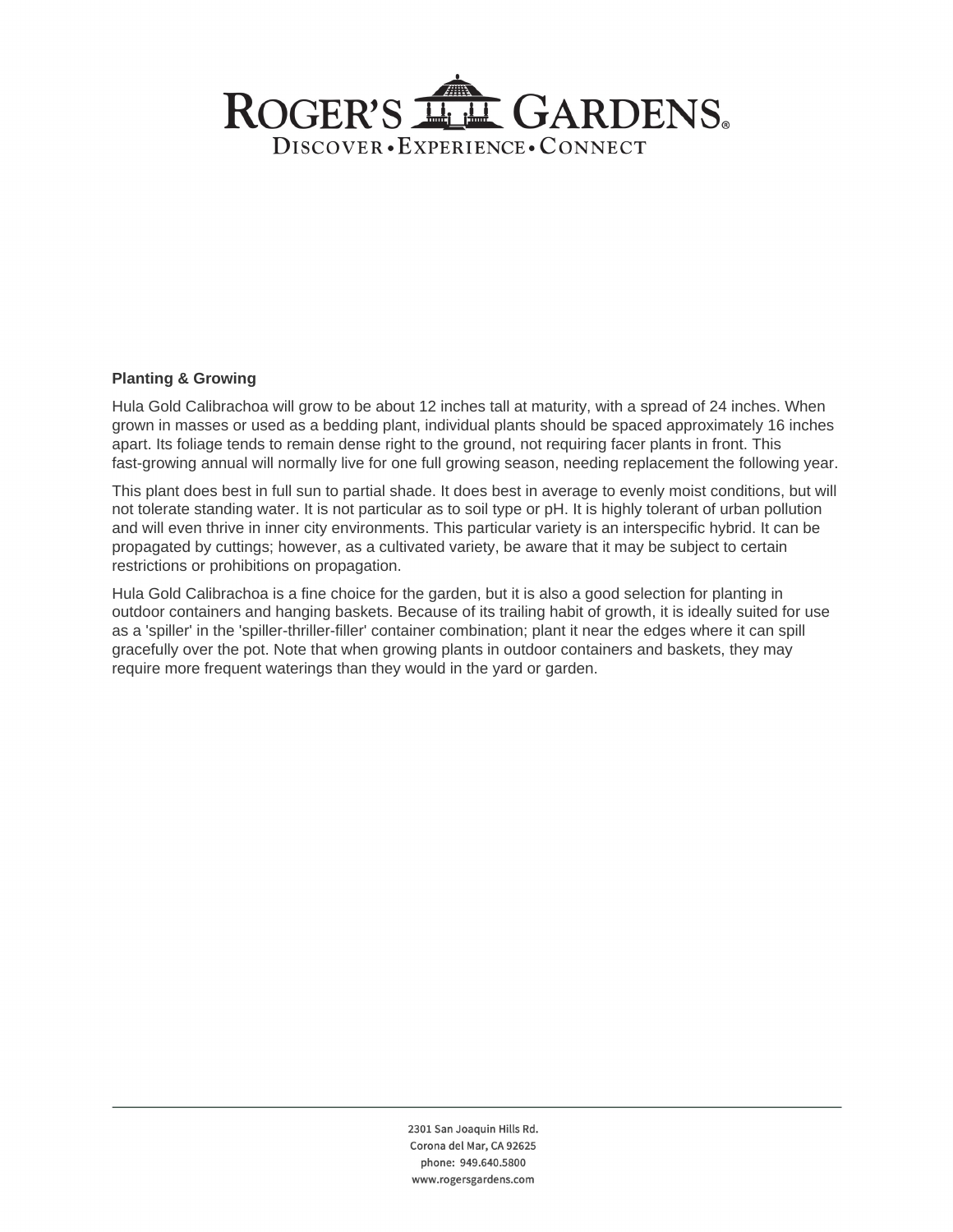### Planting & Growing

Hula Gold Calibrachoa will grow to be about 12 inches tall at maturity, with a spread of 24 inches. When grown in masses or used as a bedding plant, individual plants should be spaced approximately 16 inches apart. Its foliage tends to remain dense right to the ground, not requiring facer plants in front. This fast-growing annual will normally live for one full growing season, needing replacement the following year.

This plant does best in full sun to partial shade. It does best in average to evenly moist conditions, but will not tolerate standing water. It is not particular as to soil type or pH. It is highly tolerant of urban pollution and will even thrive in inner city environments. This particular variety is an interspecific hybrid. It can be propagated by cuttings; however, as a cultivated variety, be aware that it may be subject to certain restrictions or prohibitions on propagation.

Hula Gold Calibrachoa is a fine choice for the garden, but it is also a good selection for planting in outdoor containers and hanging baskets. Because of its trailing habit of growth, it is ideally suited for use as a 'spiller' in the 'spiller-thriller-filler' container combination; plant it near the edges where it can spill gracefully over the pot. Note that when growing plants in outdoor containers and baskets, they may require more frequent waterings than they would in the yard or garden.